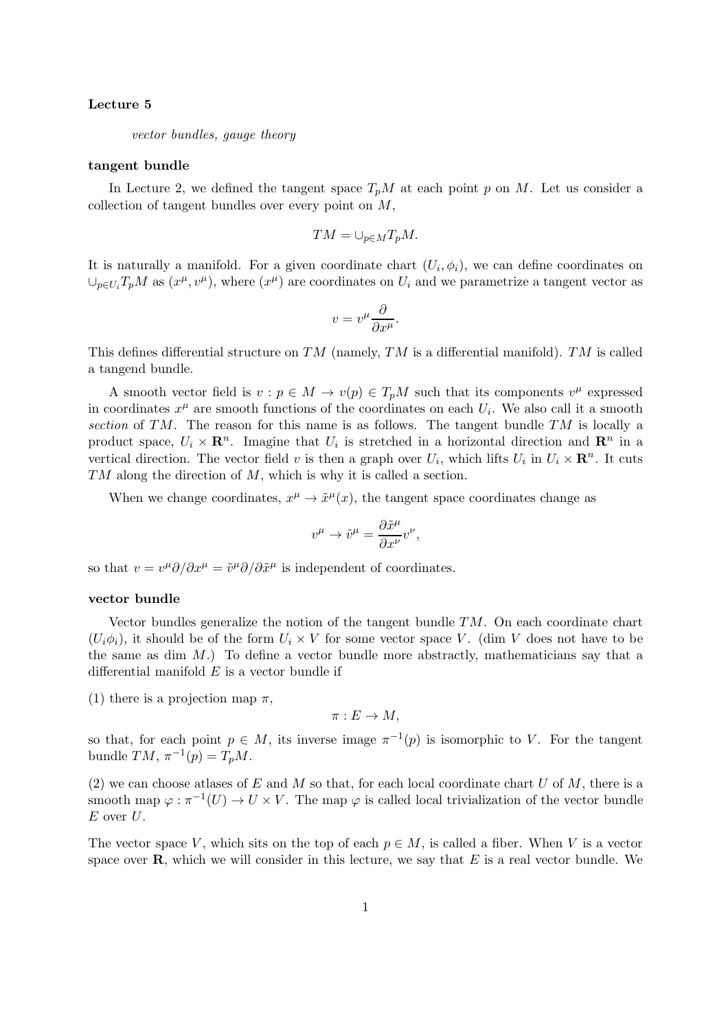**Lecture 5**

*vector bundles, gauge theory*

**tangent bundle**

In Lecture 2, we defined the tangent space $T_pM$ at each point $p$ on $M$. Let us consider a collection of tangent bundles over every point on $M$,

$$TM = \cup_{p \in M} T_pM.$$

It is naturally a manifold. For a given coordinate chart $(U_i, \phi_i)$, we can define coordinates on $\cup_{p \in U_i} T_pM$ as $(x^\mu, v^\mu)$, where $(x^\mu)$ are coordinates on $U_i$ and we parametrize a tangent vector as

$$v = v^\mu \frac{\partial}{\partial x^\mu}.$$

This defines differential structure on $TM$ (namely, $TM$ is a differential manifold). $TM$ is called a tangend bundle.

A smooth vector field is $v : p \in M \to v(p) \in T_pM$ such that its components $v^\mu$ expressed in coordinates $x^\mu$ are smooth functions of the coordinates on each $U_i$. We also call it a smooth *section* of $TM$. The reason for this name is as follows. The tangent bundle $TM$ is locally a product space, $U_i \times \mathbf{R}^n$. Imagine that $U_i$ is stretched in a horizontal direction and $\mathbf{R}^n$ in a vertical direction. The vector field $v$ is then a graph over $U_i$, which lifts $U_i$ in $U_i \times \mathbf{R}^n$. It cuts $TM$ along the direction of $M$, which is why it is called a section.

When we change coordinates, $x^\mu \to \tilde{x}^\mu(x)$, the tangent space coordinates change as

$$v^\mu \to \tilde{v}^\mu = \frac{\partial \tilde{x}^\mu}{\partial x^\nu} v^\nu,$$

so that $v = v^\mu \partial / \partial x^\mu = \tilde{v}^\mu \partial / \partial \tilde{x}^\mu$ is independent of coordinates.

**vector bundle**

Vector bundles generalize the notion of the tangent bundle $TM$. On each coordinate chart $(U_i \phi_i)$, it should be of the form $U_i \times V$ for some vector space $V$. (dim $V$ does not have to be the same as dim $M$.) To define a vector bundle more abstractly, mathematicians say that a differential manifold $E$ is a vector bundle if

(1) there is a projection map $\pi$,

$$\pi : E \to M,$$

so that, for each point $p \in M$, its inverse image $\pi^{-1}(p)$ is isomorphic to $V$. For the tangent bundle $TM$, $\pi^{-1}(p) = T_pM$.

(2) we can choose atlases of $E$ and $M$ so that, for each local coordinate chart $U$ of $M$, there is a smooth map $\varphi : \pi^{-1}(U) \to U \times V$. The map $\varphi$ is called local trivialization of the vector bundle $E$ over $U$.

The vector space $V$, which sits on the top of each $p \in M$, is called a fiber. When $V$ is a vector space over $\mathbf{R}$, which we will consider in this lecture, we say that $E$ is a real vector bundle. We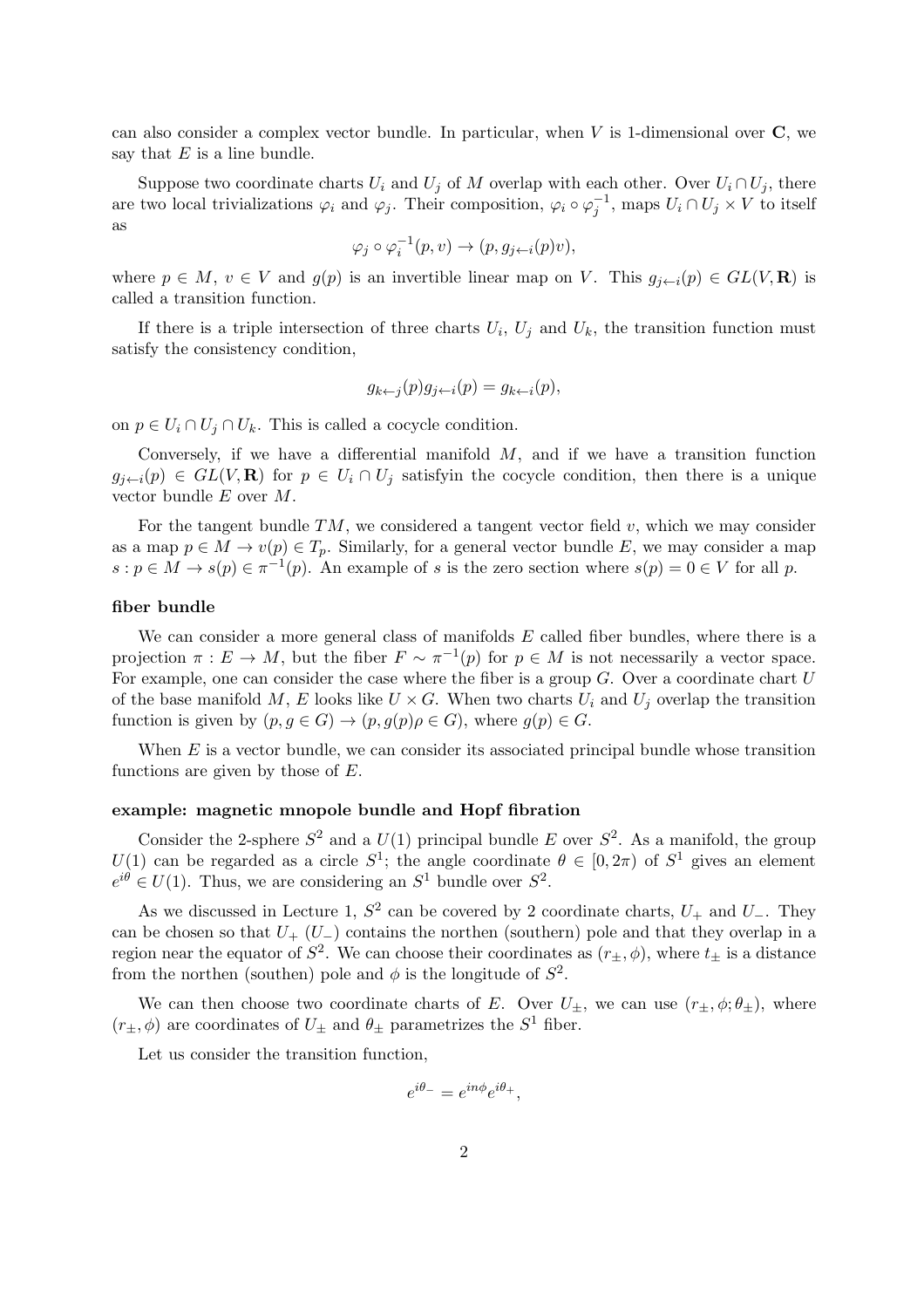can also consider a complex vector bundle. In particular, when $V$ is 1-dimensional over $\mathbf{C}$, we say that $E$ is a line bundle.

Suppose two coordinate charts $U_i$ and $U_j$ of $M$ overlap with each other. Over $U_i \cap U_j$, there are two local trivializations $\varphi_i$ and $\varphi_j$. Their composition, $\varphi_i \circ \varphi_j^{-1}$, maps $U_i \cap U_j \times V$ to itself as

$$\varphi_j \circ \varphi_i^{-1}(p, v) \to (p, g_{j \leftarrow i}(p)v),$$

where $p \in M$, $v \in V$ and $g(p)$ is an invertible linear map on $V$. This $g_{j\leftarrow i}(p) \in GL(V, \mathbf{R})$ is called a transition function.

If there is a triple intersection of three charts $U_i$, $U_j$ and $U_k$, the transition function must satisfy the consistency condition,

$$g_{k\leftarrow j}(p) g_{j \leftarrow i}(p) = g_{k \leftarrow i}(p),$$

on $p \in U_i \cap U_j \cap U_k$. This is called a cocycle condition.

Conversely, if we have a differential manifold $M$, and if we have a transition function $g_{j\leftarrow i}(p) \in GL(V, \mathbf{R})$ for $p \in U_i \cap U_j$ satisfyin the cocycle condition, then there is a unique vector bundle $E$ over $M$.

For the tangent bundle $TM$, we considered a tangent vector field $v$, which we may consider as a map $p \in M \to v(p) \in T_p$. Similarly, for a general vector bundle $E$, we may consider a map $s : p \in M \to s(p) \in \pi^{-1}(p)$. An example of $s$ is the zero section where $s(p) = 0 \in V$ for all $p$.

**fiber bundle**

We can consider a more general class of manifolds $E$ called fiber bundles, where there is a projection $\pi : E \to M$, but the fiber $F \sim \pi^{-1}(p)$ for $p \in M$ is not necessarily a vector space. For example, one can consider the case where the fiber is a group $G$. Over a coordinate chart $U$ of the base manifold $M$, $E$ looks like $U \times G$. When two charts $U_i$ and $U_j$ overlap the transition function is given by $(p, g \in G) \to (p, g(p)\rho \in G)$, where $g(p) \in G$.

When $E$ is a vector bundle, we can consider its associated principal bundle whose transition functions are given by those of $E$.

**example: magnetic mnopole bundle and Hopf fibration**

Consider the 2-sphere $S^2$ and a $U(1)$ principal bundle $E$ over $S^2$. As a manifold, the group $U(1)$ can be regarded as a circle $S^1$; the angle coordinate $\theta \in [0, 2\pi)$ of $S^1$ gives an element $e^{i\theta} \in U(1)$. Thus, we are considering an $S^1$ bundle over $S^2$.

As we discussed in Lecture 1, $S^2$ can be covered by 2 coordinate charts, $U_+$ and $U_-$. They can be chosen so that $U_+$ ($U_-$) contains the northen (southern) pole and that they overlap in a region near the equator of $S^2$. We can choose their coordinates as $(r_\pm, \phi)$, where $t_\pm$ is a distance from the northen (southen) pole and $\phi$ is the longitude of $S^2$.

We can then choose two coordinate charts of $E$. Over $U_\pm$, we can use $(r_\pm, \phi; \theta_\pm)$, where $(r_\pm, \phi)$ are coordinates of $U_\pm$ and $\theta_\pm$ parametrizes the $S^1$ fiber.

Let us consider the transition function,

$$e^{i\theta_-} = e^{in\phi} e^{i\theta_+},$$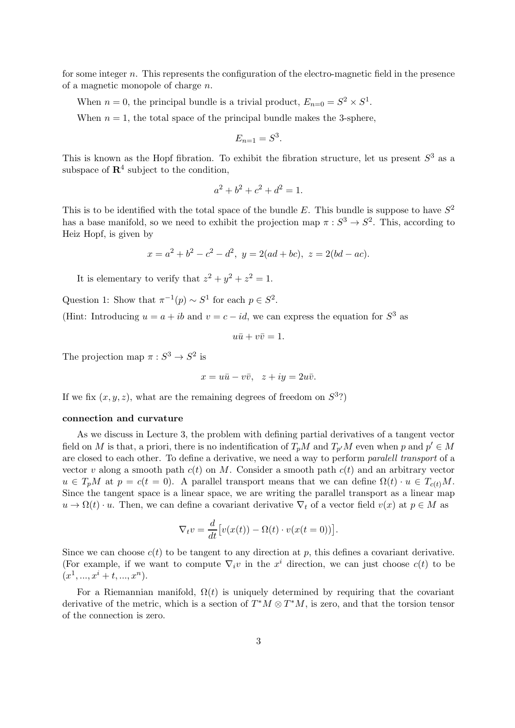for some integer $n$. This represents the configuration of the electro-magnetic field in the presence of a magnetic monopole of charge $n$.

When $n = 0$, the principal bundle is a trivial product, $E_{n=0} = S^2 \times S^1$.

When $n = 1$, the total space of the principal bundle makes the 3-sphere,

$$E_{n=1} = S^3.$$

This is known as the Hopf fibration. To exhibit the fibration structure, let us present $S^3$ as a subspace of $\mathbf{R}^4$ subject to the condition,

$$a^2 + b^2 + c^2 + d^2 = 1.$$

This is to be identified with the total space of the bundle $E$. This bundle is suppose to have $S^2$ has a base manifold, so we need to exhibit the projection map $\pi : S^3 \to S^2$. This, according to Heiz Hopf, is given by

$$x = a^2 + b^2 - c^2 - d^2, \ y = 2(ad + bc), \ z = 2(bd - ac).$$

It is elementary to verify that $z^2 + y^2 + z^2 = 1$.

Question 1: Show that $\pi^{-1}(p) \sim S^1$ for each $p \in S^2$.

(Hint: Introducing $u = a + ib$ and $v = c - id$, we can express the equation for $S^3$ as

$$u\bar{u} + v\bar{v} = 1.$$

The projection map $\pi : S^3 \to S^2$ is

$$x = u\bar{u} - v\bar{v}, \quad z + iy = 2u\bar{v}.$$

If we fix $(x, y, z)$, what are the remaining degrees of freedom on $S^3$?)

**connection and curvature**

As we discuss in Lecture 3, the problem with defining partial derivatives of a tangent vector field on $M$ is that, a priori, there is no indentification of $T_pM$ and $T_{p'}M$ even when $p$ and $p' \in M$ are closed to each other. To define a derivative, we need a way to perform *paralell transport* of a vector $v$ along a smooth path $c(t)$ on $M$. Consider a smooth path $c(t)$ and an arbitrary vector $u \in T_pM$ at $p = c(t = 0)$. A parallel transport means that we can define $\Omega(t) \cdot u \in T_{c(t)}M$. Since the tangent space is a linear space, we are writing the parallel transport as a linear map $u \to \Omega(t) \cdot u$. Then, we can define a covariant derivative $\nabla_t$ of a vector field $v(x)$ at $p \in M$ as

$$\nabla_t v = \frac{d}{dt}\big[v(x(t)) - \Omega(t) \cdot v(x(t = 0))\big].$$

Since we can choose $c(t)$ to be tangent to any direction at $p$, this defines a covariant derivative. (For example, if we want to compute $\nabla_i v$ in the $x^i$ direction, we can just choose $c(t)$ to be $(x^1, ..., x^i + t, ..., x^n)$.

For a Riemannian manifold, $\Omega(t)$ is uniquely determined by requiring that the covariant derivative of the metric, which is a section of $T^*M \otimes T^*M$, is zero, and that the torsion tensor of the connection is zero.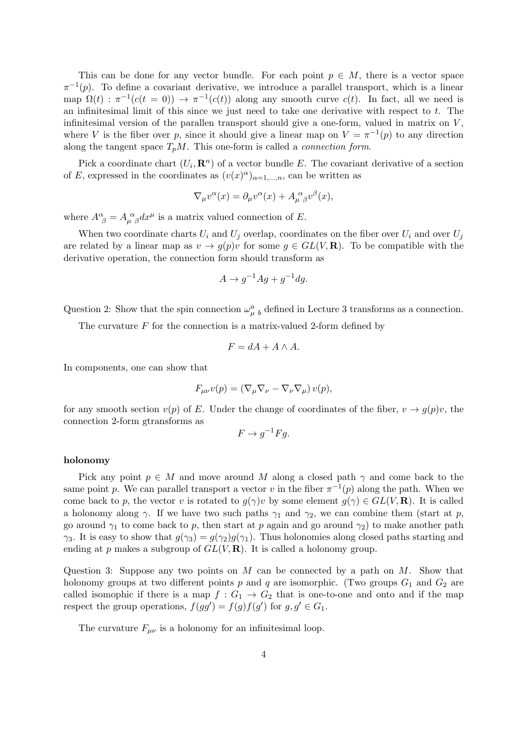This can be done for any vector bundle. For each point $p \in M$, there is a vector space $\pi^{-1}(p)$. To define a covariant derivative, we introduce a parallel transport, which is a linear map $\Omega(t) : \pi^{-1}(c(t=0)) \to \pi^{-1}(c(t))$ along any smooth curve $c(t)$. In fact, all we need is an infinitesimal limit of this since we just need to take one derivative with respect to $t$. The infinitesimal version of the parallen transport should give a one-form, valued in matrix on $V$, where $V$ is the fiber over $p$, since it should give a linear map on $V = \pi^{-1}(p)$ to any direction along the tangent space $T_pM$. This one-form is called a *connection form*.

Pick a coordinate chart $(U_i, \mathbf{R}^n)$ of a vector bundle $E$. The covariant derivative of a section of $E$, expressed in the coordinates as $(v(x)^\alpha)_{\alpha=1,\dots,n}$, can be written as

$$\nabla_\mu v^\alpha(x) = \partial_\mu v^\alpha(x) + A_{\mu\ \beta}^{\ \alpha} v^\beta(x),$$

where $A^\alpha_{\ \beta} = A_{\mu\ \beta}^{\ \alpha} dx^\mu$ is a matrix valued connection of $E$.

When two coordinate charts $U_i$ and $U_j$ overlap, coordinates on the fiber over $U_i$ and over $U_j$ are related by a linear map as $v \to g(p)v$ for some $g \in GL(V, \mathbf{R})$. To be compatible with the derivative operation, the connection form should transform as

$$A \to g^{-1}Ag + g^{-1}dg.$$

Question 2: Show that the spin connection $\omega_{\mu\ b}^{\ a}$ defined in Lecture 3 transforms as a connection.

The curvature $F$ for the connection is a matrix-valued 2-form defined by

$$F = dA + A \wedge A.$$

In components, one can show that

$$F_{\mu\nu} v(p) = \left(\nabla_\mu \nabla_\nu - \nabla_\nu \nabla_\mu\right) v(p),$$

for any smooth section $v(p)$ of $E$. Under the change of coordinates of the fiber, $v \to g(p)v$, the connection 2-form gtransforms as

$$F \to g^{-1}Fg.$$

**holonomy**

Pick any point $p \in M$ and move around $M$ along a closed path $\gamma$ and come back to the same point $p$. We can parallel transport a vector $v$ in the fiber $\pi^{-1}(p)$ along the path. When we come back to $p$, the vector $v$ is rotated to $g(\gamma)v$ by some element $g(\gamma) \in GL(V, \mathbf{R})$. It is called a holonomy along $\gamma$. If we have two such paths $\gamma_1$ and $\gamma_2$, we can combine them (start at $p$, go around $\gamma_1$ to come back to $p$, then start at $p$ again and go around $\gamma_2$) to make another path $\gamma_3$. It is easy to show that $g(\gamma_3) = g(\gamma_2)g(\gamma_1)$. Thus holonomies along closed paths starting and ending at $p$ makes a subgroup of $GL(V, \mathbf{R})$. It is called a holonomy group.

Question 3: Suppose any two points on $M$ can be connected by a path on $M$. Show that holonomy groups at two different points $p$ and $q$ are isomorphic. (Two groups $G_1$ and $G_2$ are called isomophic if there is a map $f : G_1 \to G_2$ that is one-to-one and onto and if the map respect the group operations, $f(gg') = f(g)f(g')$ for $g, g' \in G_1$.

The curvature $F_{\mu\nu}$ is a holonomy for an infinitesimal loop.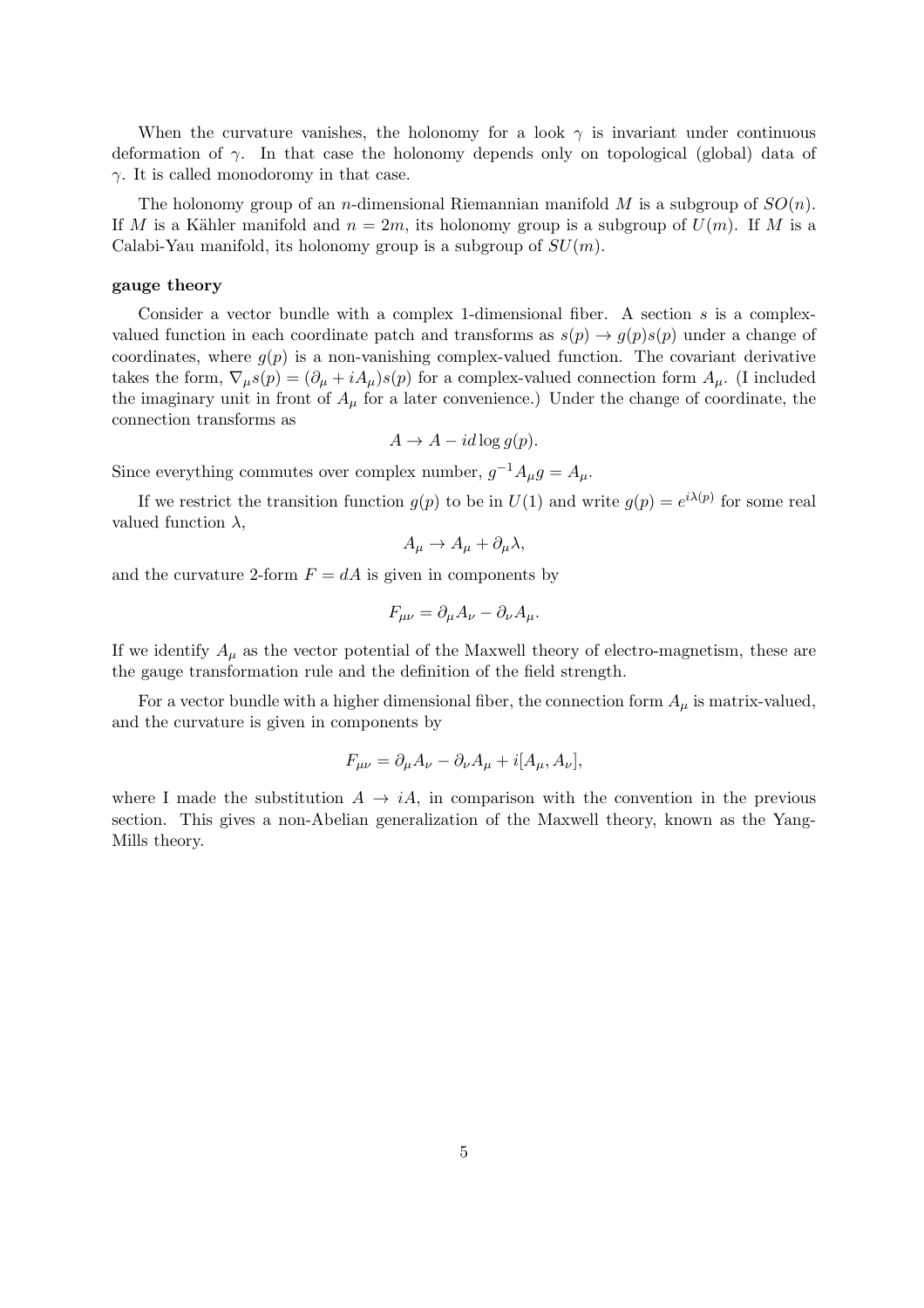When the curvature vanishes, the holonomy for a look $\gamma$ is invariant under continuous deformation of $\gamma$. In that case the holonomy depends only on topological (global) data of $\gamma$. It is called monodoromy in that case.

The holonomy group of an $n$-dimensional Riemannian manifold $M$ is a subgroup of $SO(n)$. If $M$ is a Kähler manifold and $n = 2m$, its holonomy group is a subgroup of $U(m)$. If $M$ is a Calabi-Yau manifold, its holonomy group is a subgroup of $SU(m)$.

**gauge theory**

Consider a vector bundle with a complex 1-dimensional fiber. A section $s$ is a complex-valued function in each coordinate patch and transforms as $s(p) \to g(p)s(p)$ under a change of coordinates, where $g(p)$ is a non-vanishing complex-valued function. The covariant derivative takes the form, $\nabla_\mu s(p) = (\partial_\mu + iA_\mu)s(p)$ for a complex-valued connection form $A_\mu$. (I included the imaginary unit in front of $A_\mu$ for a later convenience.) Under the change of coordinate, the connection transforms as

$$A \to A - id \log g(p).$$

Since everything commutes over complex number, $g^{-1}A_\mu g = A_\mu$.

If we restrict the transition function $g(p)$ to be in $U(1)$ and write $g(p) = e^{i\lambda(p)}$ for some real valued function $\lambda$,

$$A_\mu \to A_\mu + \partial_\mu \lambda,$$

and the curvature 2-form $F = dA$ is given in components by

$$F_{\mu\nu} = \partial_\mu A_\nu - \partial_\nu A_\mu.$$

If we identify $A_\mu$ as the vector potential of the Maxwell theory of electro-magnetism, these are the gauge transformation rule and the definition of the field strength.

For a vector bundle with a higher dimensional fiber, the connection form $A_\mu$ is matrix-valued, and the curvature is given in components by

$$F_{\mu\nu} = \partial_\mu A_\nu - \partial_\nu A_\mu + i[A_\mu, A_\nu],$$

where I made the substitution $A \to iA$, in comparison with the convention in the previous section. This gives a non-Abelian generalization of the Maxwell theory, known as the Yang-Mills theory.